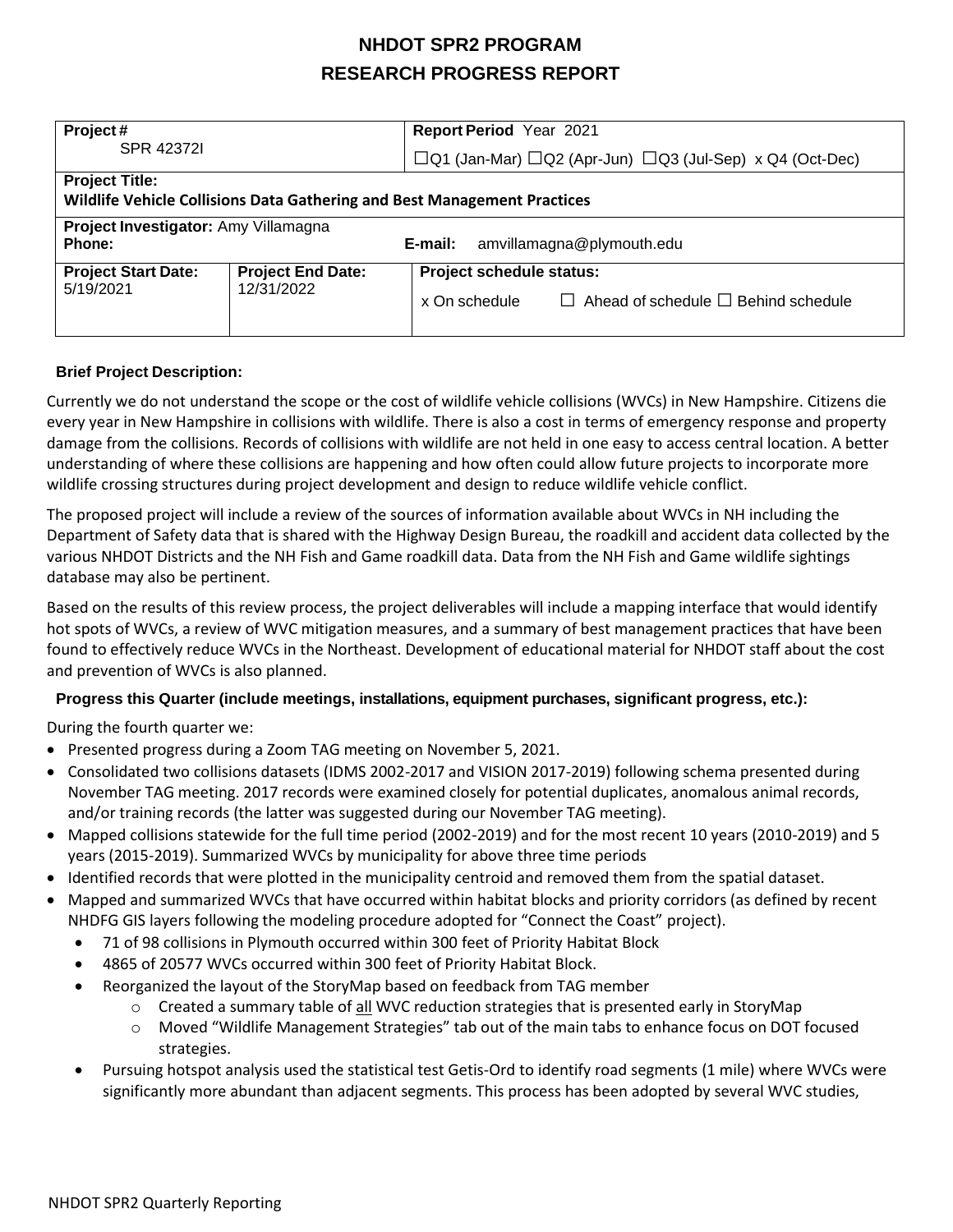# NHDOT SPR2 PROGRAM
# RESEARCH PROGRESS REPORT

| **Project #** SPR 42372I | | **Report Period** Year 2021 ☐Q1 (Jan-Mar) ☐Q2 (Apr-Jun) ☐Q3 (Jul-Sep) x Q4 (Oct-Dec) |
|---|---|---|
| **Project Title:** **Wildlife Vehicle Collisions Data Gathering and Best Management Practices** | | |
| **Project Investigator:** Amy Villamagna **Phone:** | | **E-mail:** amvillamagna@plymouth.edu |
| **Project Start Date:** 5/19/2021 | **Project End Date:** 12/31/2022 | **Project schedule status:** x On schedule ☐ Ahead of schedule ☐ Behind schedule |

**Brief Project Description:**

Currently we do not understand the scope or the cost of wildlife vehicle collisions (WVCs) in New Hampshire. Citizens die every year in New Hampshire in collisions with wildlife. There is also a cost in terms of emergency response and property damage from the collisions. Records of collisions with wildlife are not held in one easy to access central location. A better understanding of where these collisions are happening and how often could allow future projects to incorporate more wildlife crossing structures during project development and design to reduce wildlife vehicle conflict.

The proposed project will include a review of the sources of information available about WVCs in NH including the Department of Safety data that is shared with the Highway Design Bureau, the roadkill and accident data collected by the various NHDOT Districts and the NH Fish and Game roadkill data. Data from the NH Fish and Game wildlife sightings database may also be pertinent.

Based on the results of this review process, the project deliverables will include a mapping interface that would identify hot spots of WVCs, a review of WVC mitigation measures, and a summary of best management practices that have been found to effectively reduce WVCs in the Northeast. Development of educational material for NHDOT staff about the cost and prevention of WVCs is also planned.

**Progress this Quarter (include meetings, installations, equipment purchases, significant progress, etc.):**

During the fourth quarter we:

- Presented progress during a Zoom TAG meeting on November 5, 2021.
- Consolidated two collisions datasets (IDMS 2002-2017 and VISION 2017-2019) following schema presented during November TAG meeting. 2017 records were examined closely for potential duplicates, anomalous animal records, and/or training records (the latter was suggested during our November TAG meeting).
- Mapped collisions statewide for the full time period (2002-2019) and for the most recent 10 years (2010-2019) and 5 years (2015-2019). Summarized WVCs by municipality for above three time periods
- Identified records that were plotted in the municipality centroid and removed them from the spatial dataset.
- Mapped and summarized WVCs that have occurred within habitat blocks and priority corridors (as defined by recent NHDFG GIS layers following the modeling procedure adopted for "Connect the Coast" project).
  - 71 of 98 collisions in Plymouth occurred within 300 feet of Priority Habitat Block
  - 4865 of 20577 WVCs occurred within 300 feet of Priority Habitat Block.
  - Reorganized the layout of the StoryMap based on feedback from TAG member
    - Created a summary table of all WVC reduction strategies that is presented early in StoryMap
    - Moved "Wildlife Management Strategies" tab out of the main tabs to enhance focus on DOT focused strategies.
  - Pursuing hotspot analysis used the statistical test Getis-Ord to identify road segments (1 mile) where WVCs were significantly more abundant than adjacent segments. This process has been adopted by several WVC studies,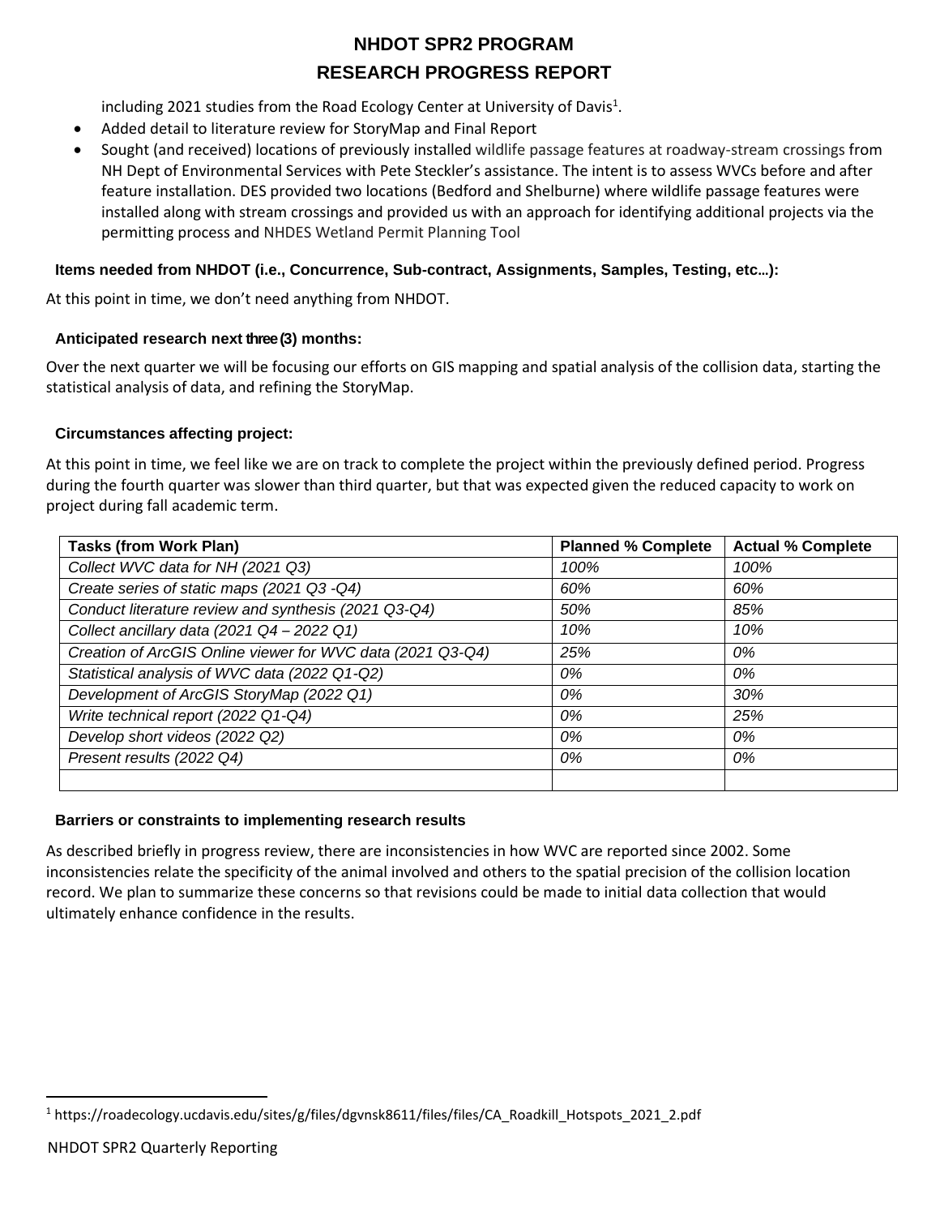including 2021 studies from the Road Ecology Center at University of Davis[1].

- Added detail to literature review for StoryMap and Final Report
- Sought (and received) locations of previously installed wildlife passage features at roadway-stream crossings from NH Dept of Environmental Services with Pete Steckler's assistance. The intent is to assess WVCs before and after feature installation. DES provided two locations (Bedford and Shelburne) where wildlife passage features were installed along with stream crossings and provided us with an approach for identifying additional projects via the permitting process and NHDES Wetland Permit Planning Tool

**Items needed from NHDOT (i.e., Concurrence, Sub-contract, Assignments, Samples, Testing, etc…):**

At this point in time, we don't need anything from NHDOT.

**Anticipated research next three (3) months:**

Over the next quarter we will be focusing our efforts on GIS mapping and spatial analysis of the collision data, starting the statistical analysis of data, and refining the StoryMap.

**Circumstances affecting project:**

At this point in time, we feel like we are on track to complete the project within the previously defined period. Progress during the fourth quarter was slower than third quarter, but that was expected given the reduced capacity to work on project during fall academic term.

| Tasks (from Work Plan) | Planned % Complete | Actual % Complete |
|---|---|---|
| *Collect WVC data for NH (2021 Q3)* | *100%* | *100%* |
| *Create series of static maps (2021 Q3 -Q4)* | *60%* | *60%* |
| *Conduct literature review and synthesis (2021 Q3-Q4)* | *50%* | *85%* |
| *Collect ancillary data (2021 Q4 – 2022 Q1)* | *10%* | *10%* |
| *Creation of ArcGIS Online viewer for WVC data (2021 Q3-Q4)* | *25%* | *0%* |
| *Statistical analysis of WVC data (2022 Q1-Q2)* | *0%* | *0%* |
| *Development of ArcGIS StoryMap (2022 Q1)* | *0%* | *30%* |
| *Write technical report (2022 Q1-Q4)* | *0%* | *25%* |
| *Develop short videos (2022 Q2)* | *0%* | *0%* |
| *Present results (2022 Q4)* | *0%* | *0%* |
| | | |

**Barriers or constraints to implementing research results**

As described briefly in progress review, there are inconsistencies in how WVC are reported since 2002. Some inconsistencies relate the specificity of the animal involved and others to the spatial precision of the collision location record. We plan to summarize these concerns so that revisions could be made to initial data collection that would ultimately enhance confidence in the results.

[1] https://roadecology.ucdavis.edu/sites/g/files/dgvnsk8611/files/files/CA_Roadkill_Hotspots_2021_2.pdf